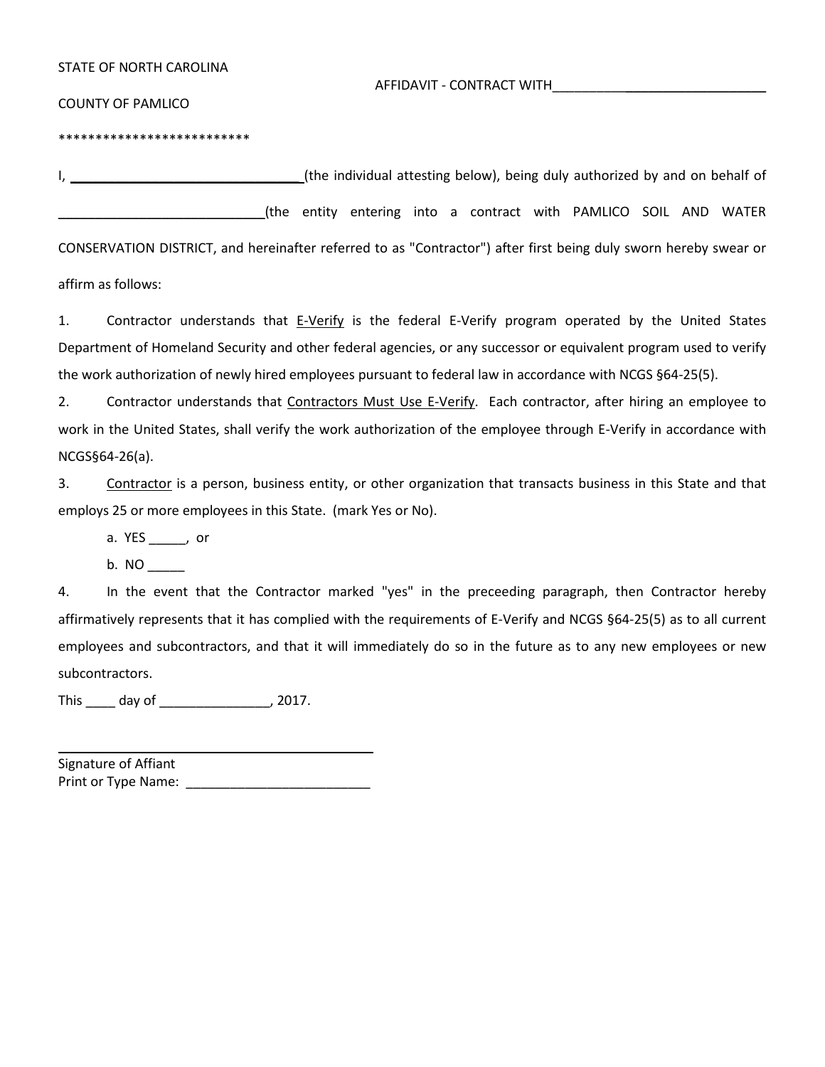STATE OF NORTH CAROLINA

AFFIDAVIT - CONTRACT WITH_______________________________

COUNTY OF PAMLICO

**************************

I, _________________________________(the individual attesting below), being duly authorized by and on behalf of ____________________________(the entity entering into a contract with PAMLICO SOIL AND WATER CONSERVATION DISTRICT, and hereinafter referred to as "Contractor") after first being duly sworn hereby swear or affirm as follows:

1. Contractor understands that E-Verify is the federal E-Verify program operated by the United States Department of Homeland Security and other federal agencies, or any successor or equivalent program used to verify the work authorization of newly hired employees pursuant to federal law in accordance with NCGS §64-25(5).

2. Contractor understands that Contractors Must Use E-Verify. Each contractor, after hiring an employee to work in the United States, shall verify the work authorization of the employee through E-Verify in accordance with NCGS§64-26(a).

3. Contractor is a person, business entity, or other organization that transacts business in this State and that employs 25 or more employees in this State. (mark Yes or No).

   a. YES _____, or

   b. NO _____

4. In the event that the Contractor marked "yes" in the preceeding paragraph, then Contractor hereby affirmatively represents that it has complied with the requirements of E-Verify and NCGS §64-25(5) as to all current employees and subcontractors, and that it will immediately do so in the future as to any new employees or new subcontractors.

This ____ day of _______________, 2017.

_____________________________________________

Signature of Affiant

Print or Type Name: _________________________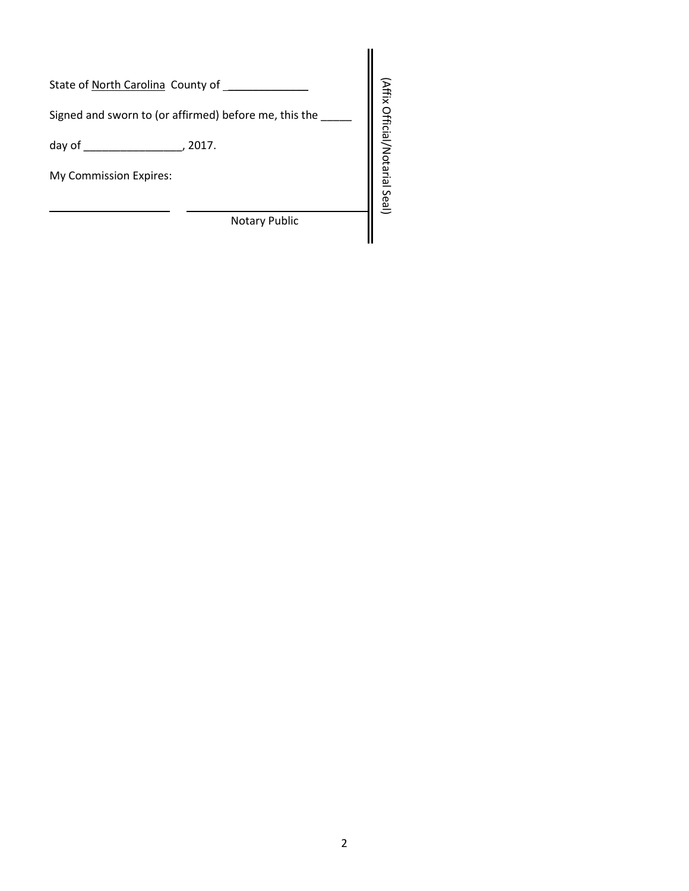State of North Carolina County of _____________

Signed and sworn to (or affirmed) before me, this the _____

day of ________________, 2017.

My Commission Expires:

____________________ ____________________________

Notary Public

(Affix Official/Notarial Seal)